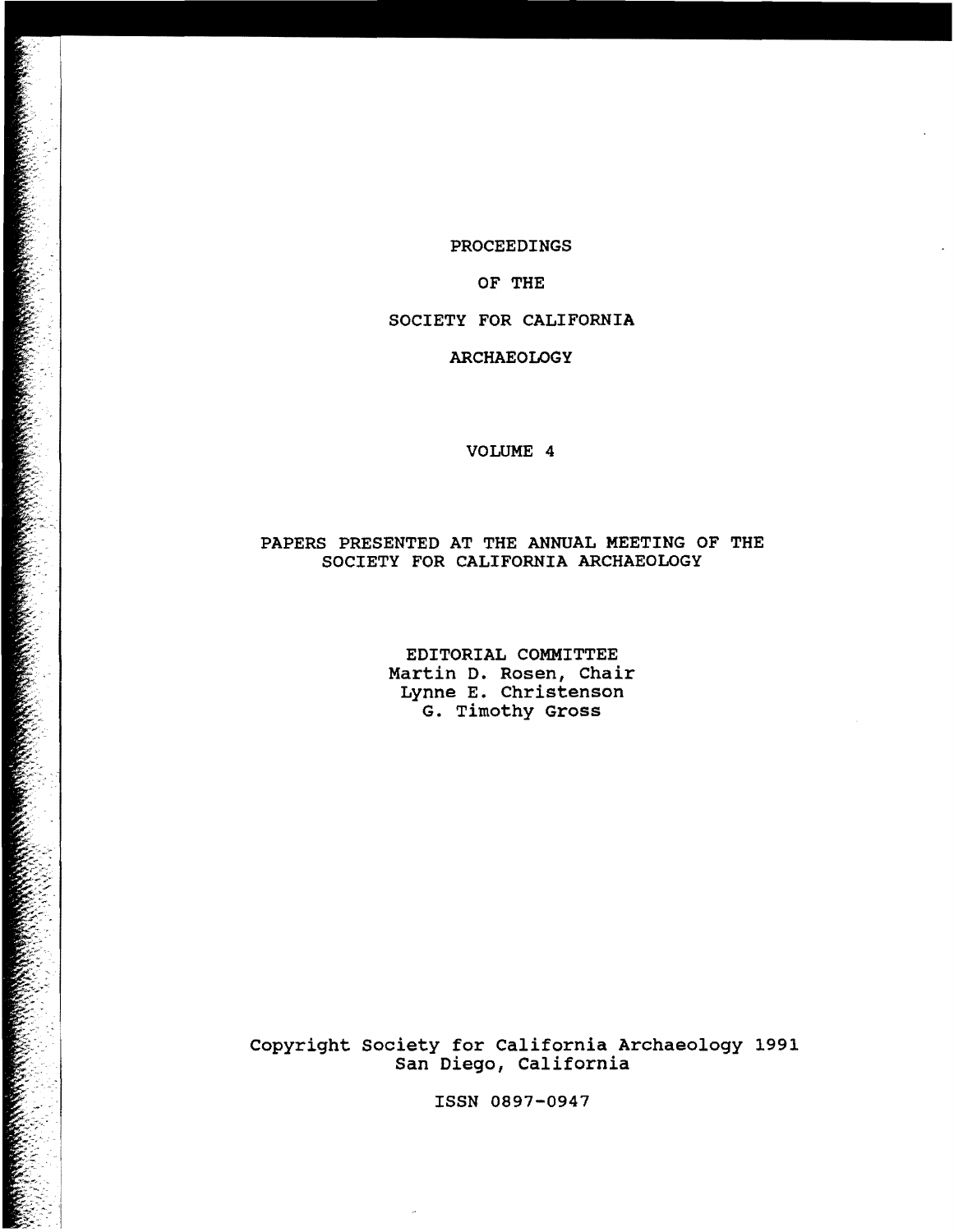# PROCEEDINGS

# OF THE

# SOCIETY FOR CALIFORNIA

# ARCHAEOLOGY

## VOLUME 4

PAPERS PRESENTED AT THE ANNUAL MEETING OF THE SOCIETY FOR CALIFORNIA ARCHAEOLOGY

EDITORIAL COMMITTEE
Martin D. Rosen, Chair
Lynne E. Christenson
G. Timothy Gross

Copyright Society for California Archaeology 1991
San Diego, California

ISSN 0897-0947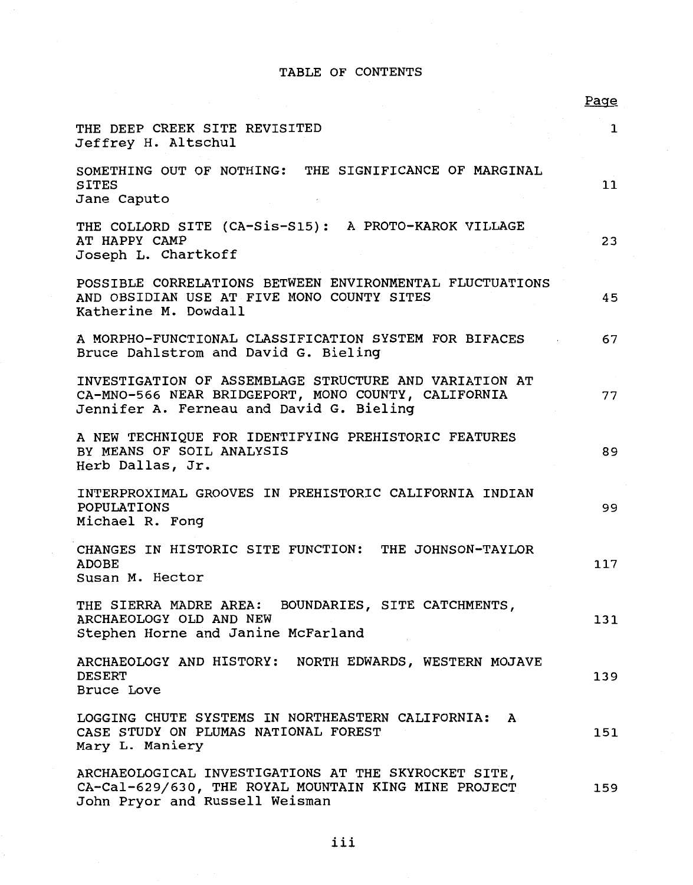# TABLE OF CONTENTS

| | Page |
|---|---|
| THE DEEP CREEK SITE REVISITED<br>Jeffrey H. Altschul | 1 |
| SOMETHING OUT OF NOTHING: THE SIGNIFICANCE OF MARGINAL SITES<br>Jane Caputo | 11 |
| THE COLLORD SITE (CA-Sis-S15): A PROTO-KAROK VILLAGE AT HAPPY CAMP<br>Joseph L. Chartkoff | 23 |
| POSSIBLE CORRELATIONS BETWEEN ENVIRONMENTAL FLUCTUATIONS AND OBSIDIAN USE AT FIVE MONO COUNTY SITES<br>Katherine M. Dowdall | 45 |
| A MORPHO-FUNCTIONAL CLASSIFICATION SYSTEM FOR BIFACES<br>Bruce Dahlstrom and David G. Bieling | 67 |
| INVESTIGATION OF ASSEMBLAGE STRUCTURE AND VARIATION AT CA-MNO-566 NEAR BRIDGEPORT, MONO COUNTY, CALIFORNIA<br>Jennifer A. Ferneau and David G. Bieling | 77 |
| A NEW TECHNIQUE FOR IDENTIFYING PREHISTORIC FEATURES BY MEANS OF SOIL ANALYSIS<br>Herb Dallas, Jr. | 89 |
| INTERPROXIMAL GROOVES IN PREHISTORIC CALIFORNIA INDIAN POPULATIONS<br>Michael R. Fong | 99 |
| CHANGES IN HISTORIC SITE FUNCTION: THE JOHNSON-TAYLOR ADOBE<br>Susan M. Hector | 117 |
| THE SIERRA MADRE AREA: BOUNDARIES, SITE CATCHMENTS, ARCHAEOLOGY OLD AND NEW<br>Stephen Horne and Janine McFarland | 131 |
| ARCHAEOLOGY AND HISTORY: NORTH EDWARDS, WESTERN MOJAVE DESERT<br>Bruce Love | 139 |
| LOGGING CHUTE SYSTEMS IN NORTHEASTERN CALIFORNIA: A CASE STUDY ON PLUMAS NATIONAL FOREST<br>Mary L. Maniery | 151 |
| ARCHAEOLOGICAL INVESTIGATIONS AT THE SKYROCKET SITE, CA-Cal-629/630, THE ROYAL MOUNTAIN KING MINE PROJECT<br>John Pryor and Russell Weisman | 159 |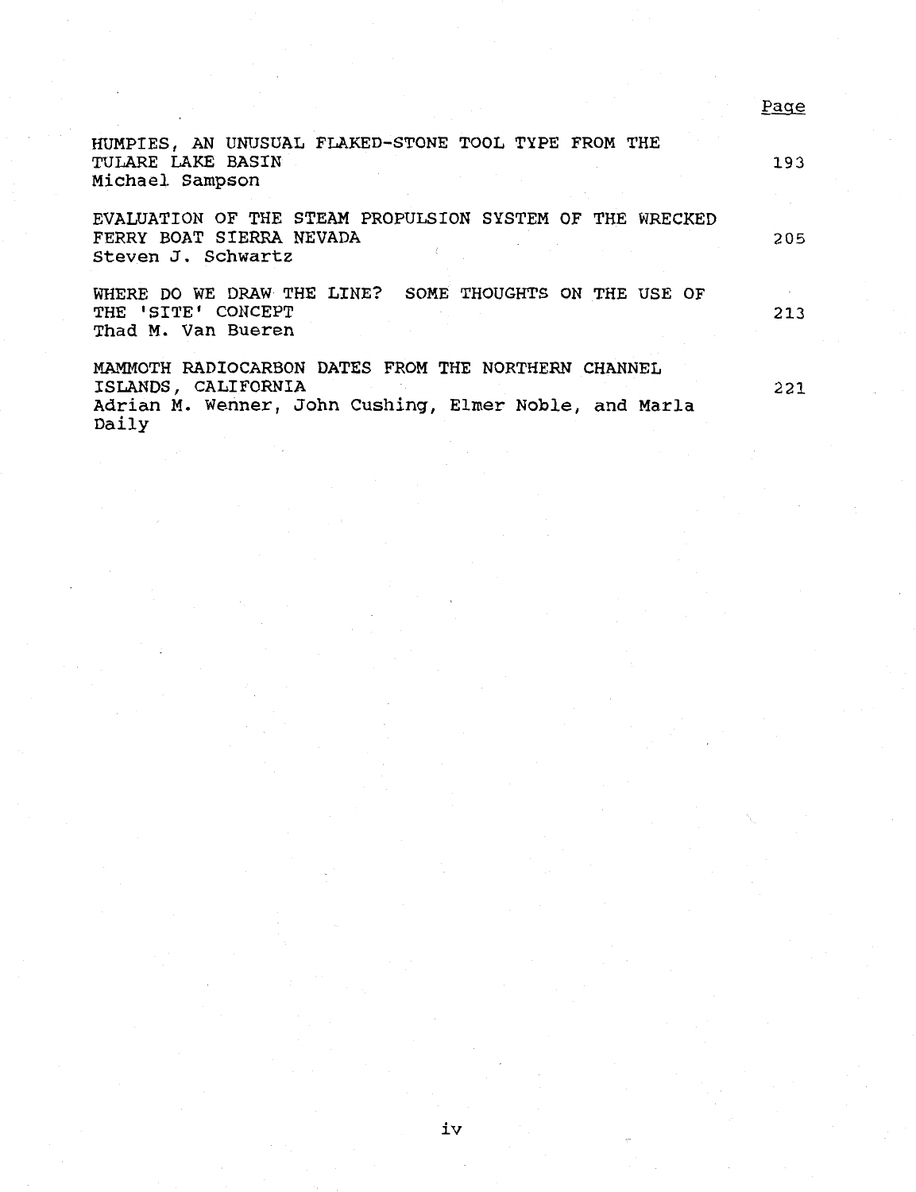Page

HUMPIES, AN UNUSUAL FLAKED-STONE TOOL TYPE FROM THE TULARE LAKE BASIN — 193
Michael Sampson

EVALUATION OF THE STEAM PROPULSION SYSTEM OF THE WRECKED FERRY BOAT SIERRA NEVADA — 205
Steven J. Schwartz

WHERE DO WE DRAW THE LINE? SOME THOUGHTS ON THE USE OF THE 'SITE' CONCEPT — 213
Thad M. Van Bueren

MAMMOTH RADIOCARBON DATES FROM THE NORTHERN CHANNEL ISLANDS, CALIFORNIA — 221
Adrian M. Wenner, John Cushing, Elmer Noble, and Marla Daily